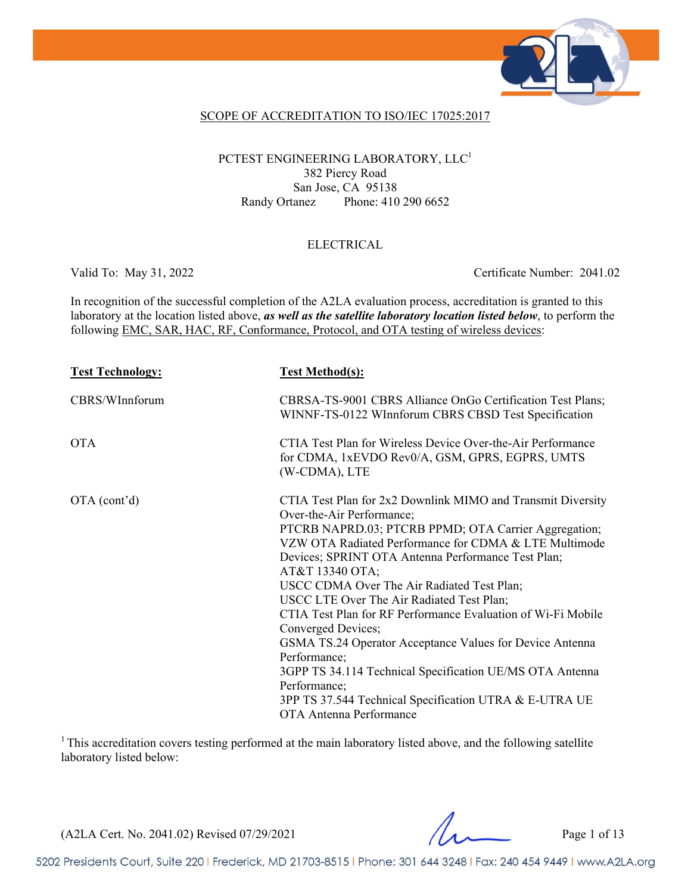# SCOPE OF ACCREDITATION TO ISO/IEC 17025:2017

PCTEST ENGINEERING LABORATORY, LLC[1]
382 Piercy Road
San Jose, CA 95138
Randy Ortanez Phone: 410 290 6652

ELECTRICAL

Valid To: May 31, 2022 Certificate Number: 2041.02

In recognition of the successful completion of the A2LA evaluation process, accreditation is granted to this laboratory at the location listed above, ***as well as the satellite laboratory location listed below***, to perform the following EMC, SAR, HAC, RF, Conformance, Protocol, and OTA testing of wireless devices:

| Test Technology: | Test Method(s): |
|---|---|
| CBRS/WInnforum | CBRSA-TS-9001 CBRS Alliance OnGo Certification Test Plans; WINNF-TS-0122 WInnforum CBRS CBSD Test Specification |
| OTA | CTIA Test Plan for Wireless Device Over-the-Air Performance for CDMA, 1xEVDO Rev0/A, GSM, GPRS, EGPRS, UMTS (W-CDMA), LTE |
| OTA (cont'd) | CTIA Test Plan for 2x2 Downlink MIMO and Transmit Diversity Over-the-Air Performance; PTCRB NAPRD.03; PTCRB PPMD; OTA Carrier Aggregation; VZW OTA Radiated Performance for CDMA & LTE Multimode Devices; SPRINT OTA Antenna Performance Test Plan; AT&T 13340 OTA; USCC CDMA Over The Air Radiated Test Plan; USCC LTE Over The Air Radiated Test Plan; CTIA Test Plan for RF Performance Evaluation of Wi-Fi Mobile Converged Devices; GSMA TS.24 Operator Acceptance Values for Device Antenna Performance; 3GPP TS 34.114 Technical Specification UE/MS OTA Antenna Performance; 3PP TS 37.544 Technical Specification UTRA & E-UTRA UE OTA Antenna Performance |

[1] This accreditation covers testing performed at the main laboratory listed above, and the following satellite laboratory listed below:

(A2LA Cert. No. 2041.02) Revised 07/29/2021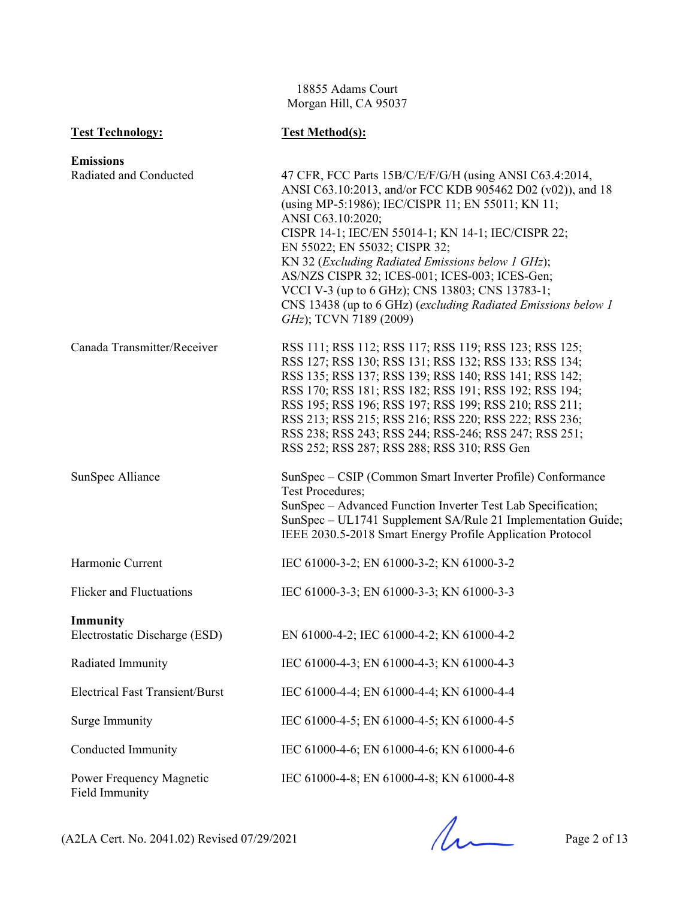18855 Adams Court
Morgan Hill, CA 95037

| **Test Technology:** | **Test Method(s):** |
|---|---|
| **Emissions** | |
| Radiated and Conducted | 47 CFR, FCC Parts 15B/C/E/F/G/H (using ANSI C63.4:2014, ANSI C63.10:2013, and/or FCC KDB 905462 D02 (v02)), and 18 (using MP-5:1986); IEC/CISPR 11; EN 55011; KN 11; ANSI C63.10:2020; CISPR 14-1; IEC/EN 55014-1; KN 14-1; IEC/CISPR 22; EN 55022; EN 55032; CISPR 32; KN 32 (*Excluding Radiated Emissions below 1 GHz*); AS/NZS CISPR 32; ICES-001; ICES-003; ICES-Gen; VCCI V-3 (up to 6 GHz); CNS 13803; CNS 13783-1; CNS 13438 (up to 6 GHz) (*excluding Radiated Emissions below 1 GHz*); TCVN 7189 (2009) |
| Canada Transmitter/Receiver | RSS 111; RSS 112; RSS 117; RSS 119; RSS 123; RSS 125; RSS 127; RSS 130; RSS 131; RSS 132; RSS 133; RSS 134; RSS 135; RSS 137; RSS 139; RSS 140; RSS 141; RSS 142; RSS 170; RSS 181; RSS 182; RSS 191; RSS 192; RSS 194; RSS 195; RSS 196; RSS 197; RSS 199; RSS 210; RSS 211; RSS 213; RSS 215; RSS 216; RSS 220; RSS 222; RSS 236; RSS 238; RSS 243; RSS 244; RSS-246; RSS 247; RSS 251; RSS 252; RSS 287; RSS 288; RSS 310; RSS Gen |
| SunSpec Alliance | SunSpec – CSIP (Common Smart Inverter Profile) Conformance Test Procedures; SunSpec – Advanced Function Inverter Test Lab Specification; SunSpec – UL1741 Supplement SA/Rule 21 Implementation Guide; IEEE 2030.5-2018 Smart Energy Profile Application Protocol |
| Harmonic Current | IEC 61000-3-2; EN 61000-3-2; KN 61000-3-2 |
| Flicker and Fluctuations | IEC 61000-3-3; EN 61000-3-3; KN 61000-3-3 |
| **Immunity** | |
| Electrostatic Discharge (ESD) | EN 61000-4-2; IEC 61000-4-2; KN 61000-4-2 |
| Radiated Immunity | IEC 61000-4-3; EN 61000-4-3; KN 61000-4-3 |
| Electrical Fast Transient/Burst | IEC 61000-4-4; EN 61000-4-4; KN 61000-4-4 |
| Surge Immunity | IEC 61000-4-5; EN 61000-4-5; KN 61000-4-5 |
| Conducted Immunity | IEC 61000-4-6; EN 61000-4-6; KN 61000-4-6 |
| Power Frequency Magnetic Field Immunity | IEC 61000-4-8; EN 61000-4-8; KN 61000-4-8 |

(A2LA Cert. No. 2041.02) Revised 07/29/2021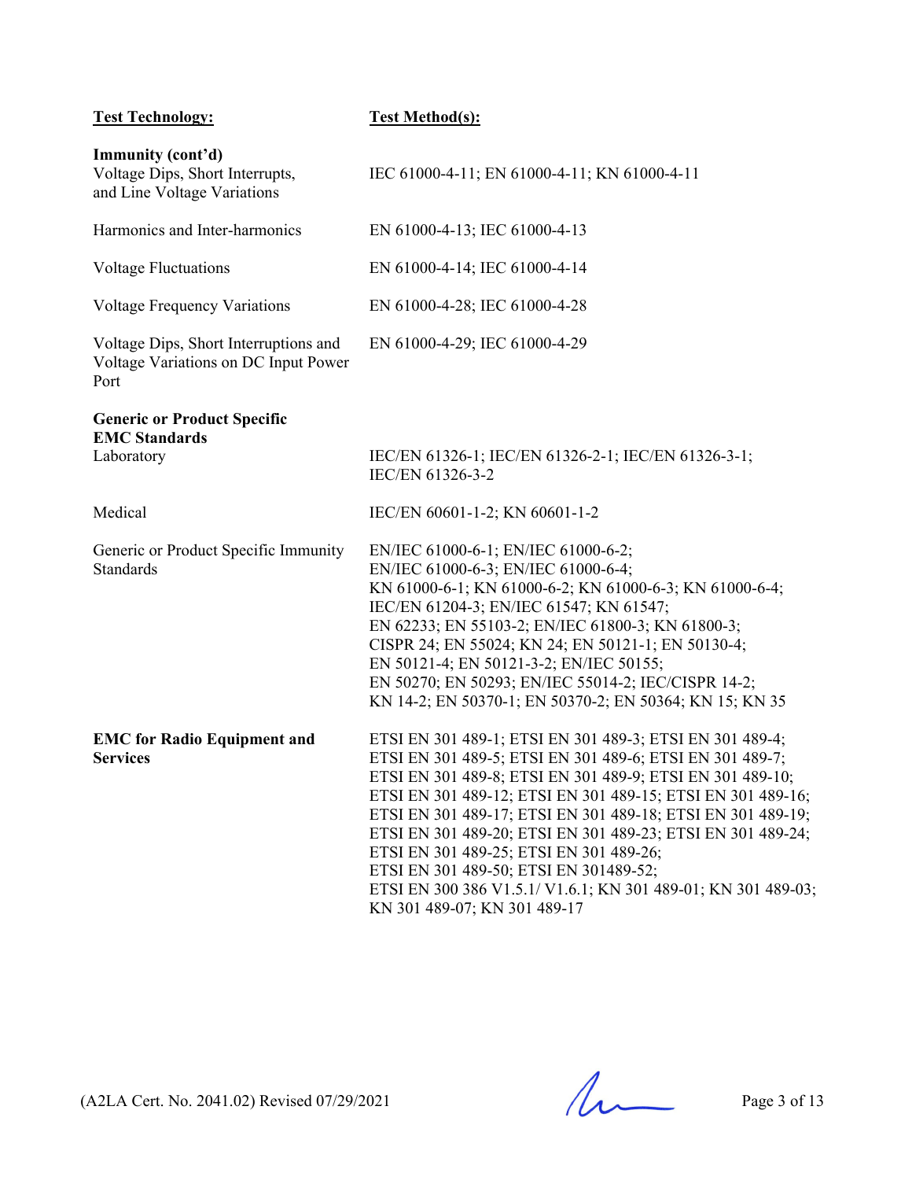| Test Technology: | Test Method(s): |
|---|---|
| **Immunity (cont'd)**<br>Voltage Dips, Short Interrupts, and Line Voltage Variations | IEC 61000-4-11; EN 61000-4-11; KN 61000-4-11 |
| Harmonics and Inter-harmonics | EN 61000-4-13; IEC 61000-4-13 |
| Voltage Fluctuations | EN 61000-4-14; IEC 61000-4-14 |
| Voltage Frequency Variations | EN 61000-4-28; IEC 61000-4-28 |
| Voltage Dips, Short Interruptions and Voltage Variations on DC Input Power Port | EN 61000-4-29; IEC 61000-4-29 |
| **Generic or Product Specific EMC Standards**<br>Laboratory | IEC/EN 61326-1; IEC/EN 61326-2-1; IEC/EN 61326-3-1; IEC/EN 61326-3-2 |
| Medical | IEC/EN 60601-1-2; KN 60601-1-2 |
| Generic or Product Specific Immunity Standards | EN/IEC 61000-6-1; EN/IEC 61000-6-2; EN/IEC 61000-6-3; EN/IEC 61000-6-4; KN 61000-6-1; KN 61000-6-2; KN 61000-6-3; KN 61000-6-4; IEC/EN 61204-3; EN/IEC 61547; KN 61547; EN 62233; EN 55103-2; EN/IEC 61800-3; KN 61800-3; CISPR 24; EN 55024; KN 24; EN 50121-1; EN 50130-4; EN 50121-4; EN 50121-3-2; EN/IEC 50155; EN 50270; EN 50293; EN/IEC 55014-2; IEC/CISPR 14-2; KN 14-2; EN 50370-1; EN 50370-2; EN 50364; KN 15; KN 35 |
| **EMC for Radio Equipment and Services** | ETSI EN 301 489-1; ETSI EN 301 489-3; ETSI EN 301 489-4; ETSI EN 301 489-5; ETSI EN 301 489-6; ETSI EN 301 489-7; ETSI EN 301 489-8; ETSI EN 301 489-9; ETSI EN 301 489-10; ETSI EN 301 489-12; ETSI EN 301 489-15; ETSI EN 301 489-16; ETSI EN 301 489-17; ETSI EN 301 489-18; ETSI EN 301 489-19; ETSI EN 301 489-20; ETSI EN 301 489-23; ETSI EN 301 489-24; ETSI EN 301 489-25; ETSI EN 301 489-26; ETSI EN 301 489-50; ETSI EN 301489-52; ETSI EN 300 386 V1.5.1/ V1.6.1; KN 301 489-01; KN 301 489-03; KN 301 489-07; KN 301 489-17 |

(A2LA Cert. No. 2041.02) Revised 07/29/2021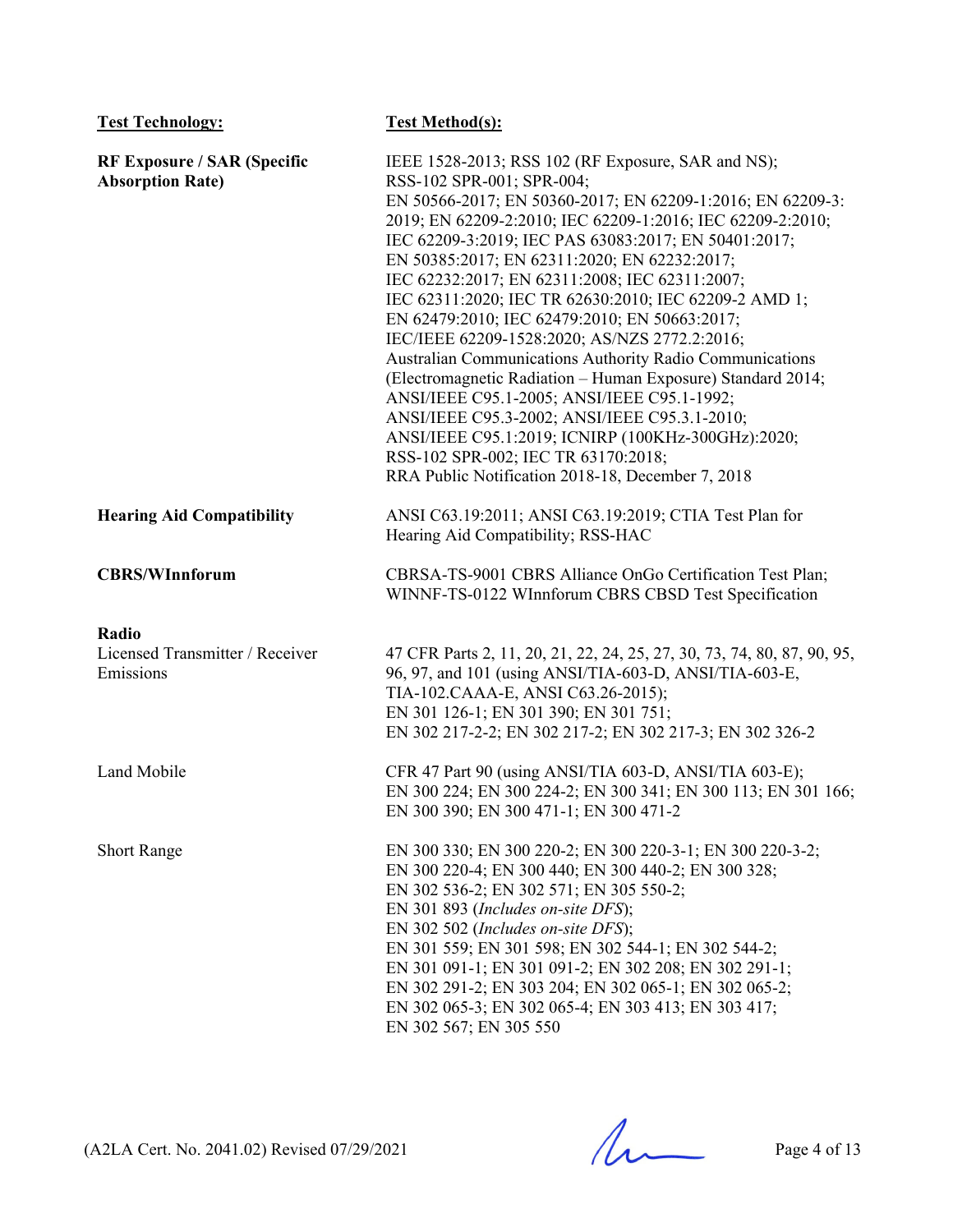| Test Technology: | Test Method(s): |
|---|---|
| **RF Exposure / SAR (Specific Absorption Rate)** | IEEE 1528-2013; RSS 102 (RF Exposure, SAR and NS); RSS-102 SPR-001; SPR-004; EN 50566-2017; EN 50360-2017; EN 62209-1:2016; EN 62209-3: 2019; EN 62209-2:2010; IEC 62209-1:2016; IEC 62209-2:2010; IEC 62209-3:2019; IEC PAS 63083:2017; EN 50401:2017; EN 50385:2017; EN 62311:2020; EN 62232:2017; IEC 62232:2017; EN 62311:2008; IEC 62311:2007; IEC 62311:2020; IEC TR 62630:2010; IEC 62209-2 AMD 1; EN 62479:2010; IEC 62479:2010; EN 50663:2017; IEC/IEEE 62209-1528:2020; AS/NZS 2772.2:2016; Australian Communications Authority Radio Communications (Electromagnetic Radiation – Human Exposure) Standard 2014; ANSI/IEEE C95.1-2005; ANSI/IEEE C95.1-1992; ANSI/IEEE C95.3-2002; ANSI/IEEE C95.3.1-2010; ANSI/IEEE C95.1:2019; ICNIRP (100KHz-300GHz):2020; RSS-102 SPR-002; IEC TR 63170:2018; RRA Public Notification 2018-18, December 7, 2018 |
| **Hearing Aid Compatibility** | ANSI C63.19:2011; ANSI C63.19:2019; CTIA Test Plan for Hearing Aid Compatibility; RSS-HAC |
| **CBRS/WInnforum** | CBRSA-TS-9001 CBRS Alliance OnGo Certification Test Plan; WINNF-TS-0122 WInnforum CBRS CBSD Test Specification |
| **Radio** | |
| Licensed Transmitter / Receiver Emissions | 47 CFR Parts 2, 11, 20, 21, 22, 24, 25, 27, 30, 73, 74, 80, 87, 90, 95, 96, 97, and 101 (using ANSI/TIA-603-D, ANSI/TIA-603-E, TIA-102.CAAA-E, ANSI C63.26-2015); EN 301 126-1; EN 301 390; EN 301 751; EN 302 217-2-2; EN 302 217-2; EN 302 217-3; EN 302 326-2 |
| Land Mobile | CFR 47 Part 90 (using ANSI/TIA 603-D, ANSI/TIA 603-E); EN 300 224; EN 300 224-2; EN 300 341; EN 300 113; EN 301 166; EN 300 390; EN 300 471-1; EN 300 471-2 |
| Short Range | EN 300 330; EN 300 220-2; EN 300 220-3-1; EN 300 220-3-2; EN 300 220-4; EN 300 440; EN 300 440-2; EN 300 328; EN 302 536-2; EN 302 571; EN 305 550-2; EN 301 893 (*Includes on-site DFS*); EN 302 502 (*Includes on-site DFS*); EN 301 559; EN 301 598; EN 302 544-1; EN 302 544-2; EN 301 091-1; EN 301 091-2; EN 302 208; EN 302 291-1; EN 302 291-2; EN 303 204; EN 302 065-1; EN 302 065-2; EN 302 065-3; EN 302 065-4; EN 303 413; EN 303 417; EN 302 567; EN 305 550 |

(A2LA Cert. No. 2041.02) Revised 07/29/2021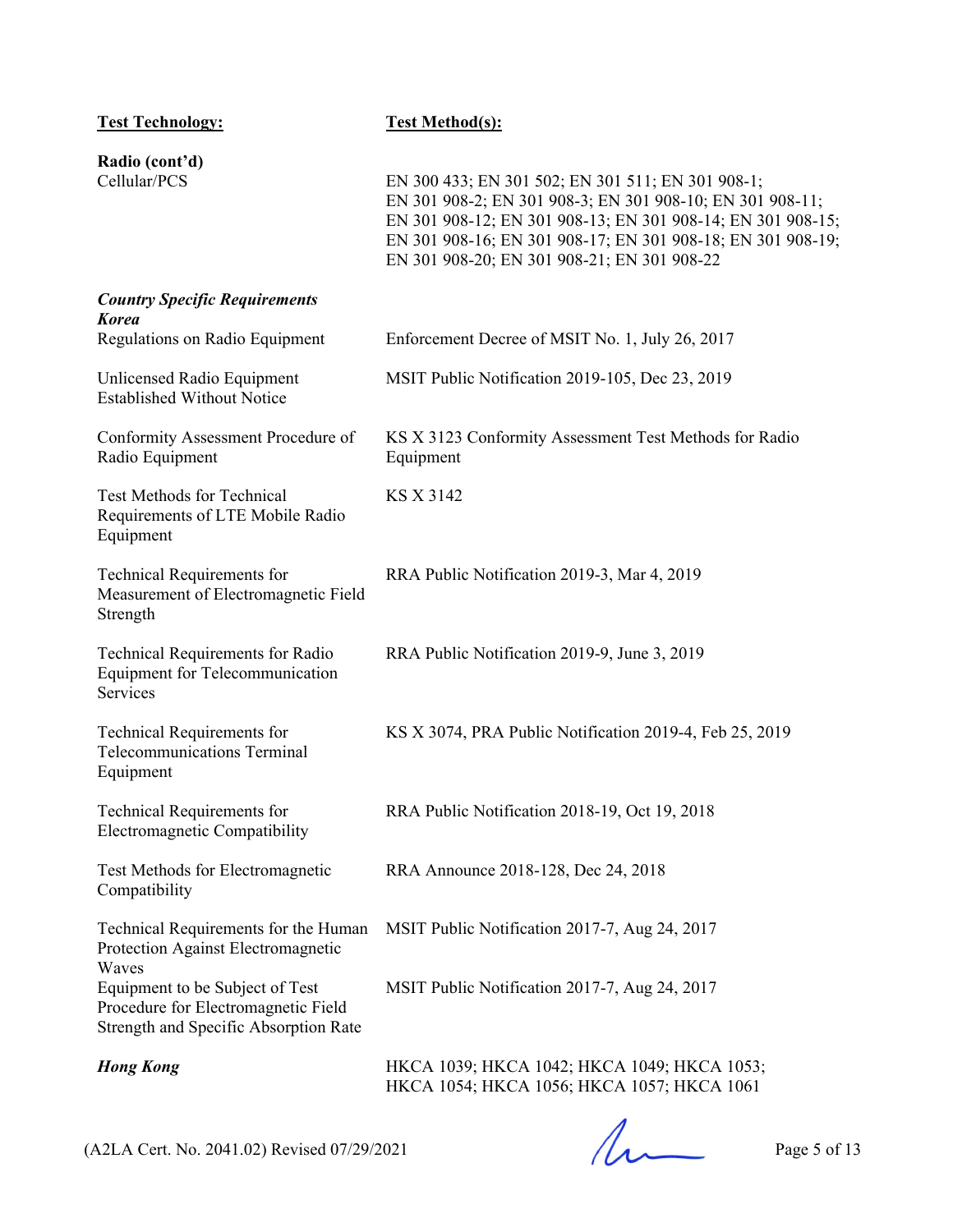| Test Technology: | Test Method(s): |
|---|---|
| **Radio (cont'd)** | |
| Cellular/PCS | EN 300 433; EN 301 502; EN 301 511; EN 301 908-1; EN 301 908-2; EN 301 908-3; EN 301 908-10; EN 301 908-11; EN 301 908-12; EN 301 908-13; EN 301 908-14; EN 301 908-15; EN 301 908-16; EN 301 908-17; EN 301 908-18; EN 301 908-19; EN 301 908-20; EN 301 908-21; EN 301 908-22 |
| ***Country Specific Requirements*** | |
| ***Korea*** | |
| Regulations on Radio Equipment | Enforcement Decree of MSIT No. 1, July 26, 2017 |
| Unlicensed Radio Equipment Established Without Notice | MSIT Public Notification 2019-105, Dec 23, 2019 |
| Conformity Assessment Procedure of Radio Equipment | KS X 3123 Conformity Assessment Test Methods for Radio Equipment |
| Test Methods for Technical Requirements of LTE Mobile Radio Equipment | KS X 3142 |
| Technical Requirements for Measurement of Electromagnetic Field Strength | RRA Public Notification 2019-3, Mar 4, 2019 |
| Technical Requirements for Radio Equipment for Telecommunication Services | RRA Public Notification 2019-9, June 3, 2019 |
| Technical Requirements for Telecommunications Terminal Equipment | KS X 3074, PRA Public Notification 2019-4, Feb 25, 2019 |
| Technical Requirements for Electromagnetic Compatibility | RRA Public Notification 2018-19, Oct 19, 2018 |
| Test Methods for Electromagnetic Compatibility | RRA Announce 2018-128, Dec 24, 2018 |
| Technical Requirements for the Human Protection Against Electromagnetic Waves | MSIT Public Notification 2017-7, Aug 24, 2017 |
| Equipment to be Subject of Test Procedure for Electromagnetic Field Strength and Specific Absorption Rate | MSIT Public Notification 2017-7, Aug 24, 2017 |
| ***Hong Kong*** | HKCA 1039; HKCA 1042; HKCA 1049; HKCA 1053; HKCA 1054; HKCA 1056; HKCA 1057; HKCA 1061 |

(A2LA Cert. No. 2041.02) Revised 07/29/2021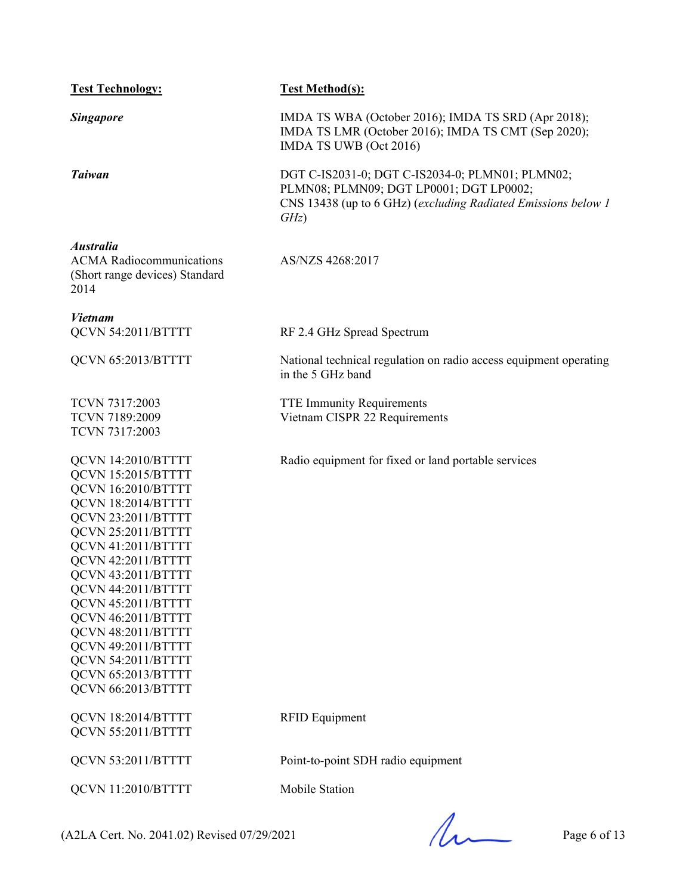| **Test Technology:** | **Test Method(s):** |
|---|---|
| ***Singapore*** | IMDA TS WBA (October 2016); IMDA TS SRD (Apr 2018); IMDA TS LMR (October 2016); IMDA TS CMT (Sep 2020); IMDA TS UWB (Oct 2016) |
| ***Taiwan*** | DGT C-IS2031-0; DGT C-IS2034-0; PLMN01; PLMN02; PLMN08; PLMN09; DGT LP0001; DGT LP0002; CNS 13438 (up to 6 GHz) (*excluding Radiated Emissions below 1 GHz*) |
| ***Australia*** ACMA Radiocommunications (Short range devices) Standard 2014 | AS/NZS 4268:2017 |
| ***Vietnam*** QCVN 54:2011/BTTTT | RF 2.4 GHz Spread Spectrum |
| QCVN 65:2013/BTTTT | National technical regulation on radio access equipment operating in the 5 GHz band |
| TCVN 7317:2003<br>TCVN 7189:2009<br>TCVN 7317:2003 | TTE Immunity Requirements<br>Vietnam CISPR 22 Requirements |
| QCVN 14:2010/BTTTT<br>QCVN 15:2015/BTTTT<br>QCVN 16:2010/BTTTT<br>QCVN 18:2014/BTTTT<br>QCVN 23:2011/BTTTT<br>QCVN 25:2011/BTTTT<br>QCVN 41:2011/BTTTT<br>QCVN 42:2011/BTTTT<br>QCVN 43:2011/BTTTT<br>QCVN 44:2011/BTTTT<br>QCVN 45:2011/BTTTT<br>QCVN 46:2011/BTTTT<br>QCVN 48:2011/BTTTT<br>QCVN 49:2011/BTTTT<br>QCVN 54:2011/BTTTT<br>QCVN 65:2013/BTTTT<br>QCVN 66:2013/BTTTT | Radio equipment for fixed or land portable services |
| QCVN 18:2014/BTTTT<br>QCVN 55:2011/BTTTT | RFID Equipment |
| QCVN 53:2011/BTTTT | Point-to-point SDH radio equipment |
| QCVN 11:2010/BTTTT | Mobile Station |

(A2LA Cert. No. 2041.02) Revised 07/29/2021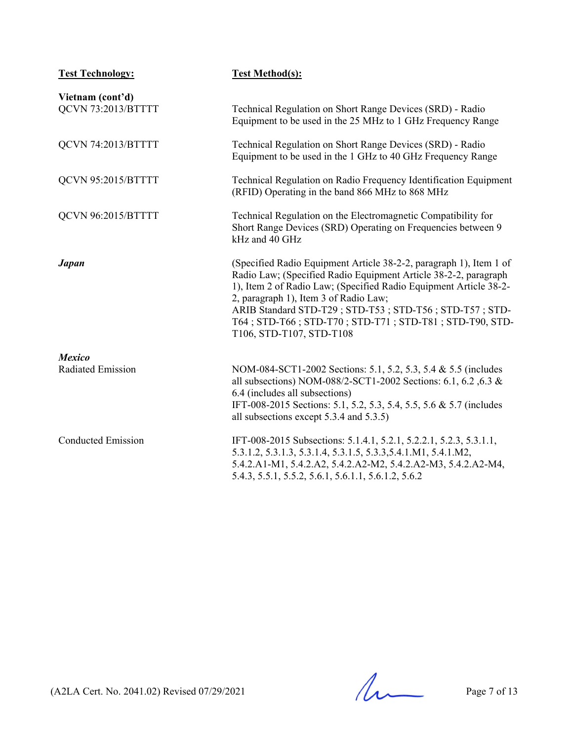| **Test Technology:** | **Test Method(s):** |
|---|---|
| **Vietnam (cont'd)** | |
| QCVN 73:2013/BTTTT | Technical Regulation on Short Range Devices (SRD) - Radio Equipment to be used in the 25 MHz to 1 GHz Frequency Range |
| QCVN 74:2013/BTTTT | Technical Regulation on Short Range Devices (SRD) - Radio Equipment to be used in the 1 GHz to 40 GHz Frequency Range |
| QCVN 95:2015/BTTTT | Technical Regulation on Radio Frequency Identification Equipment (RFID) Operating in the band 866 MHz to 868 MHz |
| QCVN 96:2015/BTTTT | Technical Regulation on the Electromagnetic Compatibility for Short Range Devices (SRD) Operating on Frequencies between 9 kHz and 40 GHz |
| ***Japan*** | (Specified Radio Equipment Article 38-2-2, paragraph 1), Item 1 of Radio Law; (Specified Radio Equipment Article 38-2-2, paragraph 1), Item 2 of Radio Law; (Specified Radio Equipment Article 38-2-2, paragraph 1), Item 3 of Radio Law; ARIB Standard STD-T29 ; STD-T53 ; STD-T56 ; STD-T57 ; STD-T64 ; STD-T66 ; STD-T70 ; STD-T71 ; STD-T81 ; STD-T90, STD-T106, STD-T107, STD-T108 |
| ***Mexico*** | |
| Radiated Emission | NOM-084-SCT1-2002 Sections: 5.1, 5.2, 5.3, 5.4 & 5.5 (includes all subsections) NOM-088/2-SCT1-2002 Sections: 6.1, 6.2 ,6.3 & 6.4 (includes all subsections) IFT-008-2015 Sections: 5.1, 5.2, 5.3, 5.4, 5.5, 5.6 & 5.7 (includes all subsections except 5.3.4 and 5.3.5) |
| Conducted Emission | IFT-008-2015 Subsections: 5.1.4.1, 5.2.1, 5.2.2.1, 5.2.3, 5.3.1.1, 5.3.1.2, 5.3.1.3, 5.3.1.4, 5.3.1.5, 5.3.3,5.4.1.M1, 5.4.1.M2, 5.4.2.A1-M1, 5.4.2.A2, 5.4.2.A2-M2, 5.4.2.A2-M3, 5.4.2.A2-M4, 5.4.3, 5.5.1, 5.5.2, 5.6.1, 5.6.1.1, 5.6.1.2, 5.6.2 |

(A2LA Cert. No. 2041.02) Revised 07/29/2021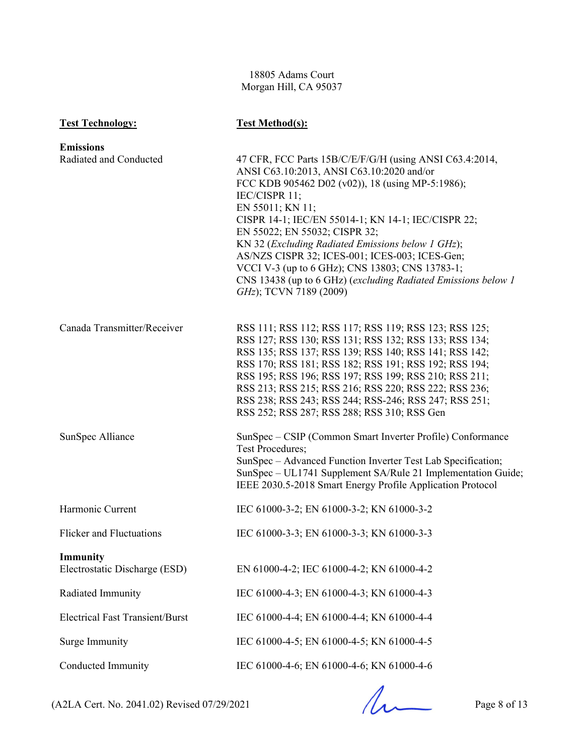18805 Adams Court
Morgan Hill, CA 95037

| Test Technology: | Test Method(s): |
|---|---|
| **Emissions** | |
| Radiated and Conducted | 47 CFR, FCC Parts 15B/C/E/F/G/H (using ANSI C63.4:2014, ANSI C63.10:2013, ANSI C63.10:2020 and/or FCC KDB 905462 D02 (v02)), 18 (using MP-5:1986); IEC/CISPR 11; EN 55011; KN 11; CISPR 14-1; IEC/EN 55014-1; KN 14-1; IEC/CISPR 22; EN 55022; EN 55032; CISPR 32; KN 32 (*Excluding Radiated Emissions below 1 GHz*); AS/NZS CISPR 32; ICES-001; ICES-003; ICES-Gen; VCCI V-3 (up to 6 GHz); CNS 13803; CNS 13783-1; CNS 13438 (up to 6 GHz) (*excluding Radiated Emissions below 1 GHz*); TCVN 7189 (2009) |
| Canada Transmitter/Receiver | RSS 111; RSS 112; RSS 117; RSS 119; RSS 123; RSS 125; RSS 127; RSS 130; RSS 131; RSS 132; RSS 133; RSS 134; RSS 135; RSS 137; RSS 139; RSS 140; RSS 141; RSS 142; RSS 170; RSS 181; RSS 182; RSS 191; RSS 192; RSS 194; RSS 195; RSS 196; RSS 197; RSS 199; RSS 210; RSS 211; RSS 213; RSS 215; RSS 216; RSS 220; RSS 222; RSS 236; RSS 238; RSS 243; RSS 244; RSS-246; RSS 247; RSS 251; RSS 252; RSS 287; RSS 288; RSS 310; RSS Gen |
| SunSpec Alliance | SunSpec – CSIP (Common Smart Inverter Profile) Conformance Test Procedures; SunSpec – Advanced Function Inverter Test Lab Specification; SunSpec – UL1741 Supplement SA/Rule 21 Implementation Guide; IEEE 2030.5-2018 Smart Energy Profile Application Protocol |
| Harmonic Current | IEC 61000-3-2; EN 61000-3-2; KN 61000-3-2 |
| Flicker and Fluctuations | IEC 61000-3-3; EN 61000-3-3; KN 61000-3-3 |
| **Immunity** | |
| Electrostatic Discharge (ESD) | EN 61000-4-2; IEC 61000-4-2; KN 61000-4-2 |
| Radiated Immunity | IEC 61000-4-3; EN 61000-4-3; KN 61000-4-3 |
| Electrical Fast Transient/Burst | IEC 61000-4-4; EN 61000-4-4; KN 61000-4-4 |
| Surge Immunity | IEC 61000-4-5; EN 61000-4-5; KN 61000-4-5 |
| Conducted Immunity | IEC 61000-4-6; EN 61000-4-6; KN 61000-4-6 |

(A2LA Cert. No. 2041.02) Revised 07/29/2021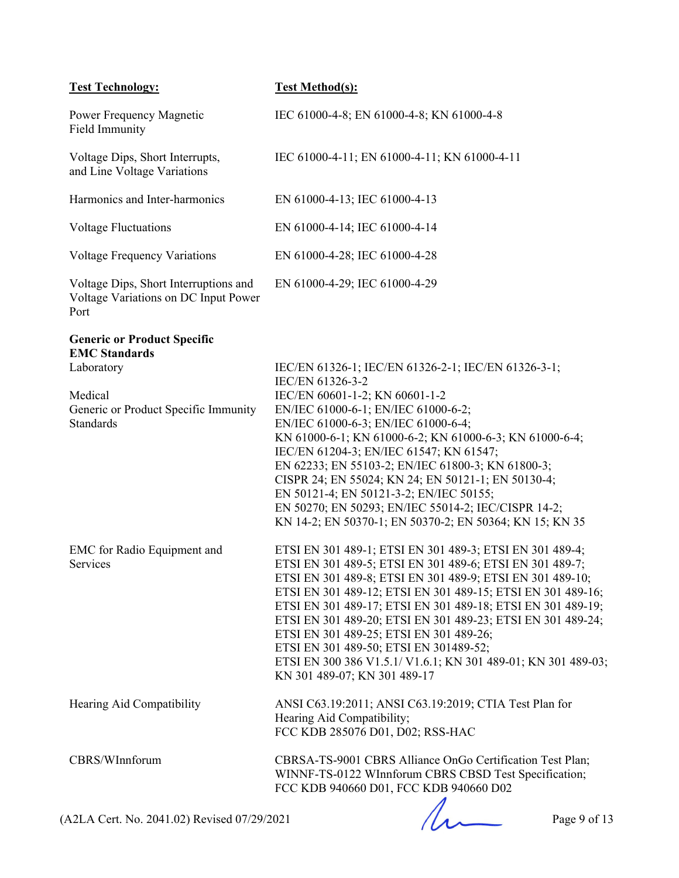| Test Technology: | Test Method(s): |
|---|---|
| Power Frequency Magnetic Field Immunity | IEC 61000-4-8; EN 61000-4-8; KN 61000-4-8 |
| Voltage Dips, Short Interrupts, and Line Voltage Variations | IEC 61000-4-11; EN 61000-4-11; KN 61000-4-11 |
| Harmonics and Inter-harmonics | EN 61000-4-13; IEC 61000-4-13 |
| Voltage Fluctuations | EN 61000-4-14; IEC 61000-4-14 |
| Voltage Frequency Variations | EN 61000-4-28; IEC 61000-4-28 |
| Voltage Dips, Short Interruptions and Voltage Variations on DC Input Power Port | EN 61000-4-29; IEC 61000-4-29 |
| **Generic or Product Specific EMC Standards** | |
| Laboratory | IEC/EN 61326-1; IEC/EN 61326-2-1; IEC/EN 61326-3-1; IEC/EN 61326-3-2 |
| Medical | IEC/EN 60601-1-2; KN 60601-1-2 |
| Generic or Product Specific Immunity Standards | EN/IEC 61000-6-1; EN/IEC 61000-6-2; EN/IEC 61000-6-3; EN/IEC 61000-6-4; KN 61000-6-1; KN 61000-6-2; KN 61000-6-3; KN 61000-6-4; IEC/EN 61204-3; EN/IEC 61547; KN 61547; EN 62233; EN 55103-2; EN/IEC 61800-3; KN 61800-3; CISPR 24; EN 55024; KN 24; EN 50121-1; EN 50130-4; EN 50121-4; EN 50121-3-2; EN/IEC 50155; EN 50270; EN 50293; EN/IEC 55014-2; IEC/CISPR 14-2; KN 14-2; EN 50370-1; EN 50370-2; EN 50364; KN 15; KN 35 |
| EMC for Radio Equipment and Services | ETSI EN 301 489-1; ETSI EN 301 489-3; ETSI EN 301 489-4; ETSI EN 301 489-5; ETSI EN 301 489-6; ETSI EN 301 489-7; ETSI EN 301 489-8; ETSI EN 301 489-9; ETSI EN 301 489-10; ETSI EN 301 489-12; ETSI EN 301 489-15; ETSI EN 301 489-16; ETSI EN 301 489-17; ETSI EN 301 489-18; ETSI EN 301 489-19; ETSI EN 301 489-20; ETSI EN 301 489-23; ETSI EN 301 489-24; ETSI EN 301 489-25; ETSI EN 301 489-26; ETSI EN 301 489-50; ETSI EN 301489-52; ETSI EN 300 386 V1.5.1/ V1.6.1; KN 301 489-01; KN 301 489-03; KN 301 489-07; KN 301 489-17 |
| Hearing Aid Compatibility | ANSI C63.19:2011; ANSI C63.19:2019; CTIA Test Plan for Hearing Aid Compatibility; FCC KDB 285076 D01, D02; RSS-HAC |
| CBRS/WInnforum | CBRSA-TS-9001 CBRS Alliance OnGo Certification Test Plan; WINNF-TS-0122 WInnforum CBRS CBSD Test Specification; FCC KDB 940660 D01, FCC KDB 940660 D02 |

(A2LA Cert. No. 2041.02) Revised 07/29/2021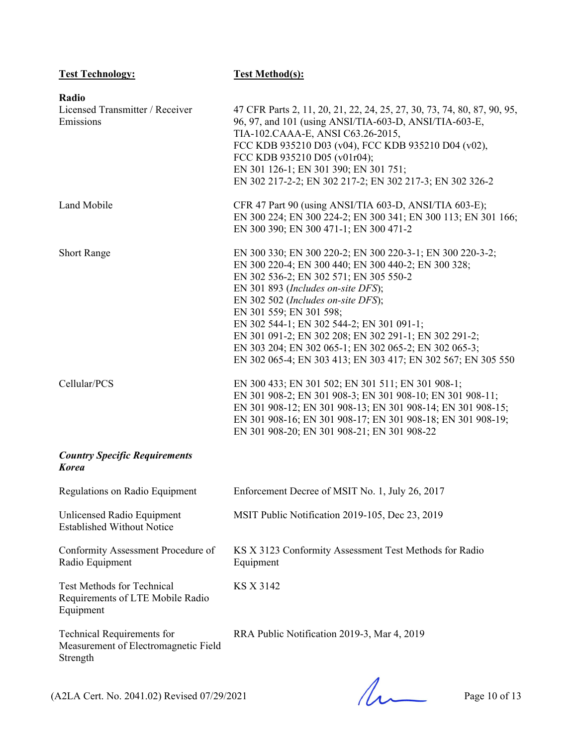| Test Technology: | Test Method(s): |
|---|---|
| **Radio** | |
| Licensed Transmitter / Receiver Emissions | 47 CFR Parts 2, 11, 20, 21, 22, 24, 25, 27, 30, 73, 74, 80, 87, 90, 95, 96, 97, and 101 (using ANSI/TIA-603-D, ANSI/TIA-603-E, TIA-102.CAAA-E, ANSI C63.26-2015, FCC KDB 935210 D03 (v04), FCC KDB 935210 D04 (v02), FCC KDB 935210 D05 (v01r04); EN 301 126-1; EN 301 390; EN 301 751; EN 302 217-2-2; EN 302 217-2; EN 302 217-3; EN 302 326-2 |
| Land Mobile | CFR 47 Part 90 (using ANSI/TIA 603-D, ANSI/TIA 603-E); EN 300 224; EN 300 224-2; EN 300 341; EN 300 113; EN 301 166; EN 300 390; EN 300 471-1; EN 300 471-2 |
| Short Range | EN 300 330; EN 300 220-2; EN 300 220-3-1; EN 300 220-3-2; EN 300 220-4; EN 300 440; EN 300 440-2; EN 300 328; EN 302 536-2; EN 302 571; EN 305 550-2 EN 301 893 (*Includes on-site DFS*); EN 302 502 (*Includes on-site DFS*); EN 301 559; EN 301 598; EN 302 544-1; EN 302 544-2; EN 301 091-1; EN 301 091-2; EN 302 208; EN 302 291-1; EN 302 291-2; EN 303 204; EN 302 065-1; EN 302 065-2; EN 302 065-3; EN 302 065-4; EN 303 413; EN 303 417; EN 302 567; EN 305 550 |
| Cellular/PCS | EN 300 433; EN 301 502; EN 301 511; EN 301 908-1; EN 301 908-2; EN 301 908-3; EN 301 908-10; EN 301 908-11; EN 301 908-12; EN 301 908-13; EN 301 908-14; EN 301 908-15; EN 301 908-16; EN 301 908-17; EN 301 908-18; EN 301 908-19; EN 301 908-20; EN 301 908-21; EN 301 908-22 |
| ***Country Specific Requirements*** ***Korea*** | |
| Regulations on Radio Equipment | Enforcement Decree of MSIT No. 1, July 26, 2017 |
| Unlicensed Radio Equipment Established Without Notice | MSIT Public Notification 2019-105, Dec 23, 2019 |
| Conformity Assessment Procedure of Radio Equipment | KS X 3123 Conformity Assessment Test Methods for Radio Equipment |
| Test Methods for Technical Requirements of LTE Mobile Radio Equipment | KS X 3142 |
| Technical Requirements for Measurement of Electromagnetic Field Strength | RRA Public Notification 2019-3, Mar 4, 2019 |

(A2LA Cert. No. 2041.02) Revised 07/29/2021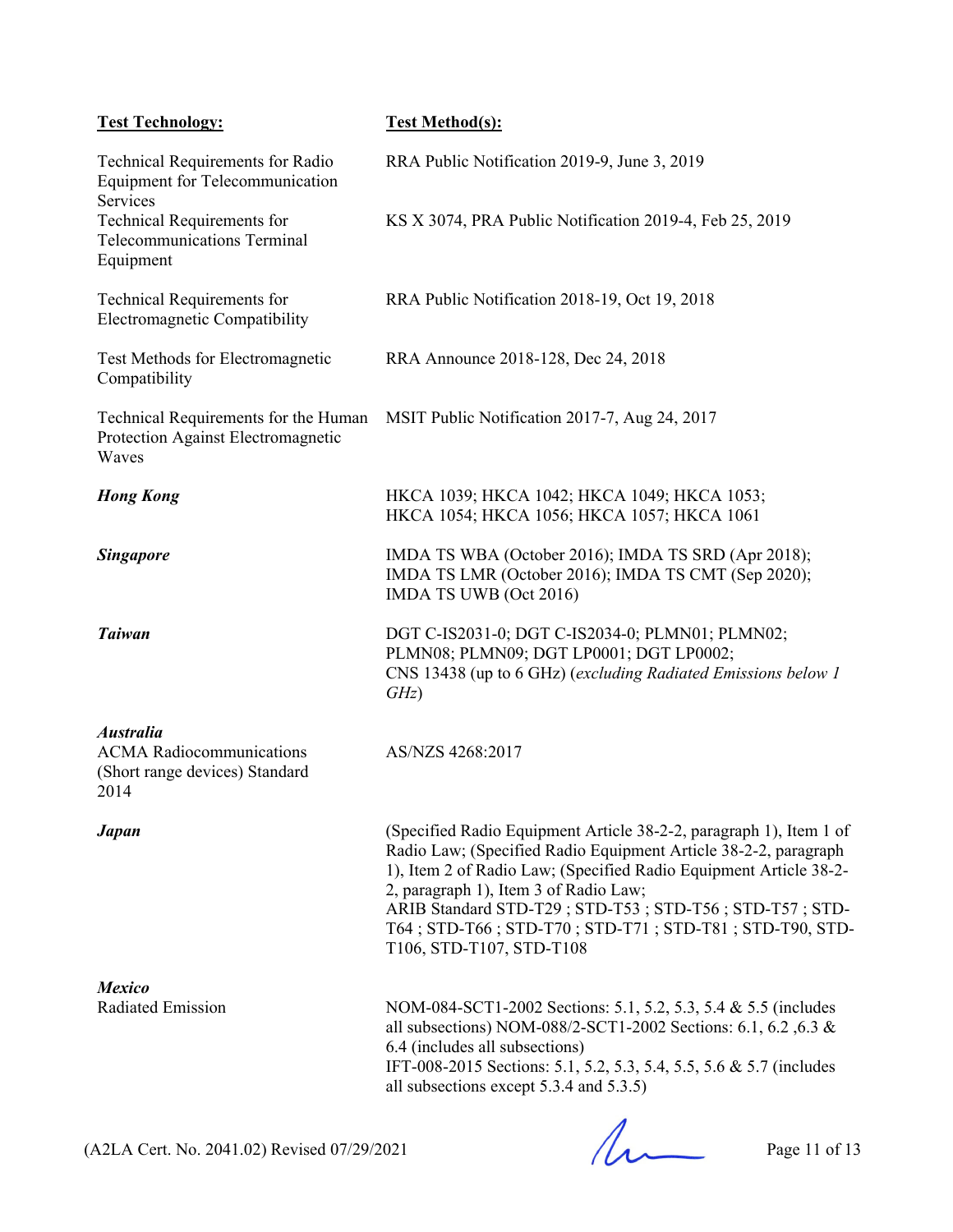| Test Technology: | Test Method(s): |
|---|---|
| Technical Requirements for Radio Equipment for Telecommunication Services | RRA Public Notification 2019-9, June 3, 2019 |
| Technical Requirements for Telecommunications Terminal Equipment | KS X 3074, PRA Public Notification 2019-4, Feb 25, 2019 |
| Technical Requirements for Electromagnetic Compatibility | RRA Public Notification 2018-19, Oct 19, 2018 |
| Test Methods for Electromagnetic Compatibility | RRA Announce 2018-128, Dec 24, 2018 |
| Technical Requirements for the Human Protection Against Electromagnetic Waves | MSIT Public Notification 2017-7, Aug 24, 2017 |
| ***Hong Kong*** | HKCA 1039; HKCA 1042; HKCA 1049; HKCA 1053; HKCA 1054; HKCA 1056; HKCA 1057; HKCA 1061 |
| ***Singapore*** | IMDA TS WBA (October 2016); IMDA TS SRD (Apr 2018); IMDA TS LMR (October 2016); IMDA TS CMT (Sep 2020); IMDA TS UWB (Oct 2016) |
| ***Taiwan*** | DGT C-IS2031-0; DGT C-IS2034-0; PLMN01; PLMN02; PLMN08; PLMN09; DGT LP0001; DGT LP0002; CNS 13438 (up to 6 GHz) (*excluding Radiated Emissions below 1 GHz*) |
| ***Australia*** ACMA Radiocommunications (Short range devices) Standard 2014 | AS/NZS 4268:2017 |
| ***Japan*** | (Specified Radio Equipment Article 38-2-2, paragraph 1), Item 1 of Radio Law; (Specified Radio Equipment Article 38-2-2, paragraph 1), Item 2 of Radio Law; (Specified Radio Equipment Article 38-2-2, paragraph 1), Item 3 of Radio Law; ARIB Standard STD-T29 ; STD-T53 ; STD-T56 ; STD-T57 ; STD-T64 ; STD-T66 ; STD-T70 ; STD-T71 ; STD-T81 ; STD-T90, STD-T106, STD-T107, STD-T108 |
| ***Mexico*** Radiated Emission | NOM-084-SCT1-2002 Sections: 5.1, 5.2, 5.3, 5.4 & 5.5 (includes all subsections) NOM-088/2-SCT1-2002 Sections: 6.1, 6.2 ,6.3 & 6.4 (includes all subsections) IFT-008-2015 Sections: 5.1, 5.2, 5.3, 5.4, 5.5, 5.6 & 5.7 (includes all subsections except 5.3.4 and 5.3.5) |

(A2LA Cert. No. 2041.02) Revised 07/29/2021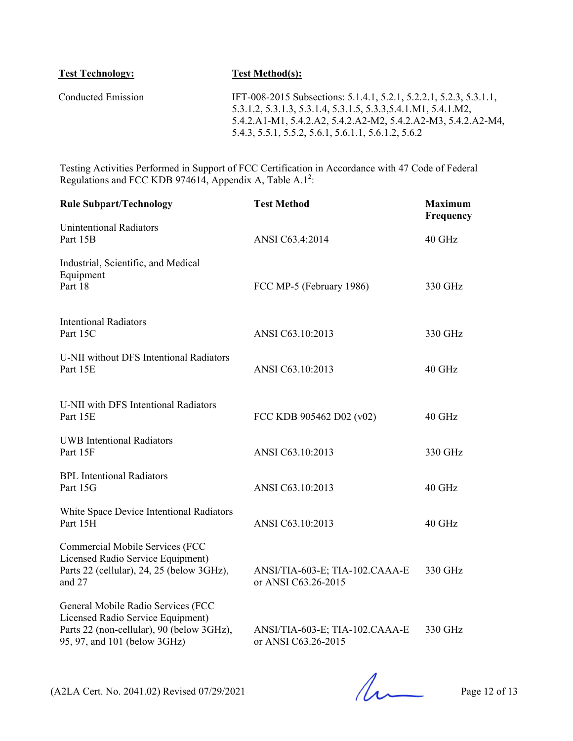| **Test Technology:** | **Test Method(s):** |
|---|---|
| Conducted Emission | IFT-008-2015 Subsections: 5.1.4.1, 5.2.1, 5.2.2.1, 5.2.3, 5.3.1.1, 5.3.1.2, 5.3.1.3, 5.3.1.4, 5.3.1.5, 5.3.3,5.4.1.M1, 5.4.1.M2, 5.4.2.A1-M1, 5.4.2.A2, 5.4.2.A2-M2, 5.4.2.A2-M3, 5.4.2.A2-M4, 5.4.3, 5.5.1, 5.5.2, 5.6.1, 5.6.1.1, 5.6.1.2, 5.6.2 |

Testing Activities Performed in Support of FCC Certification in Accordance with 47 Code of Federal Regulations and FCC KDB 974614, Appendix A, Table A.1[2]:

| **Rule Subpart/Technology** | **Test Method** | **Maximum Frequency** |
|---|---|---|
| Unintentional Radiators Part 15B | ANSI C63.4:2014 | 40 GHz |
| Industrial, Scientific, and Medical Equipment Part 18 | FCC MP-5 (February 1986) | 330 GHz |
| Intentional Radiators Part 15C | ANSI C63.10:2013 | 330 GHz |
| U-NII without DFS Intentional Radiators Part 15E | ANSI C63.10:2013 | 40 GHz |
| U-NII with DFS Intentional Radiators Part 15E | FCC KDB 905462 D02 (v02) | 40 GHz |
| UWB Intentional Radiators Part 15F | ANSI C63.10:2013 | 330 GHz |
| BPL Intentional Radiators Part 15G | ANSI C63.10:2013 | 40 GHz |
| White Space Device Intentional Radiators Part 15H | ANSI C63.10:2013 | 40 GHz |
| Commercial Mobile Services (FCC Licensed Radio Service Equipment) Parts 22 (cellular), 24, 25 (below 3GHz), and 27 | ANSI/TIA-603-E; TIA-102.CAAA-E or ANSI C63.26-2015 | 330 GHz |
| General Mobile Radio Services (FCC Licensed Radio Service Equipment) Parts 22 (non-cellular), 90 (below 3GHz), 95, 97, and 101 (below 3GHz) | ANSI/TIA-603-E; TIA-102.CAAA-E or ANSI C63.26-2015 | 330 GHz |

(A2LA Cert. No. 2041.02) Revised 07/29/2021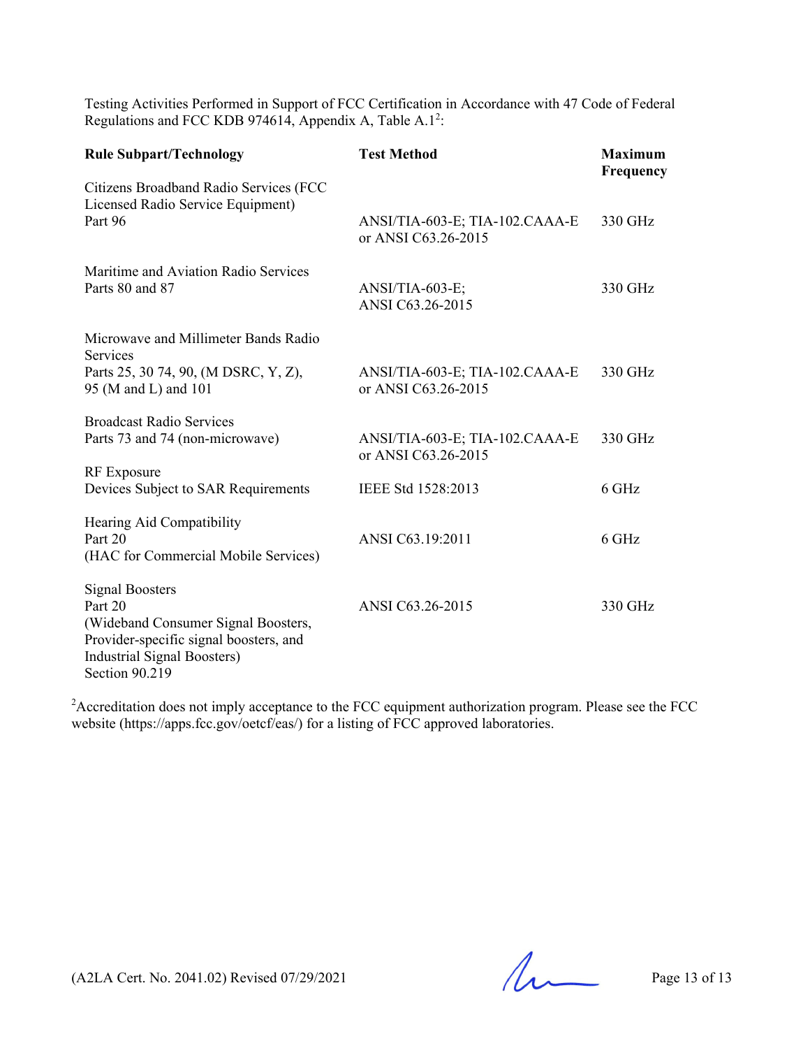Testing Activities Performed in Support of FCC Certification in Accordance with 47 Code of Federal Regulations and FCC KDB 974614, Appendix A, Table A.1[2]:

| Rule Subpart/Technology | Test Method | Maximum Frequency |
|---|---|---|
| Citizens Broadband Radio Services (FCC Licensed Radio Service Equipment) Part 96 | ANSI/TIA-603-E; TIA-102.CAAA-E or ANSI C63.26-2015 | 330 GHz |
| Maritime and Aviation Radio Services Parts 80 and 87 | ANSI/TIA-603-E; ANSI C63.26-2015 | 330 GHz |
| Microwave and Millimeter Bands Radio Services Parts 25, 30 74, 90, (M DSRC, Y, Z), 95 (M and L) and 101 | ANSI/TIA-603-E; TIA-102.CAAA-E or ANSI C63.26-2015 | 330 GHz |
| Broadcast Radio Services Parts 73 and 74 (non-microwave) | ANSI/TIA-603-E; TIA-102.CAAA-E or ANSI C63.26-2015 | 330 GHz |
| RF Exposure Devices Subject to SAR Requirements | IEEE Std 1528:2013 | 6 GHz |
| Hearing Aid Compatibility Part 20 (HAC for Commercial Mobile Services) | ANSI C63.19:2011 | 6 GHz |
| Signal Boosters Part 20 (Wideband Consumer Signal Boosters, Provider-specific signal boosters, and Industrial Signal Boosters) Section 90.219 | ANSI C63.26-2015 | 330 GHz |

[2]Accreditation does not imply acceptance to the FCC equipment authorization program. Please see the FCC website (https://apps.fcc.gov/oetcf/eas/) for a listing of FCC approved laboratories.

(A2LA Cert. No. 2041.02) Revised 07/29/2021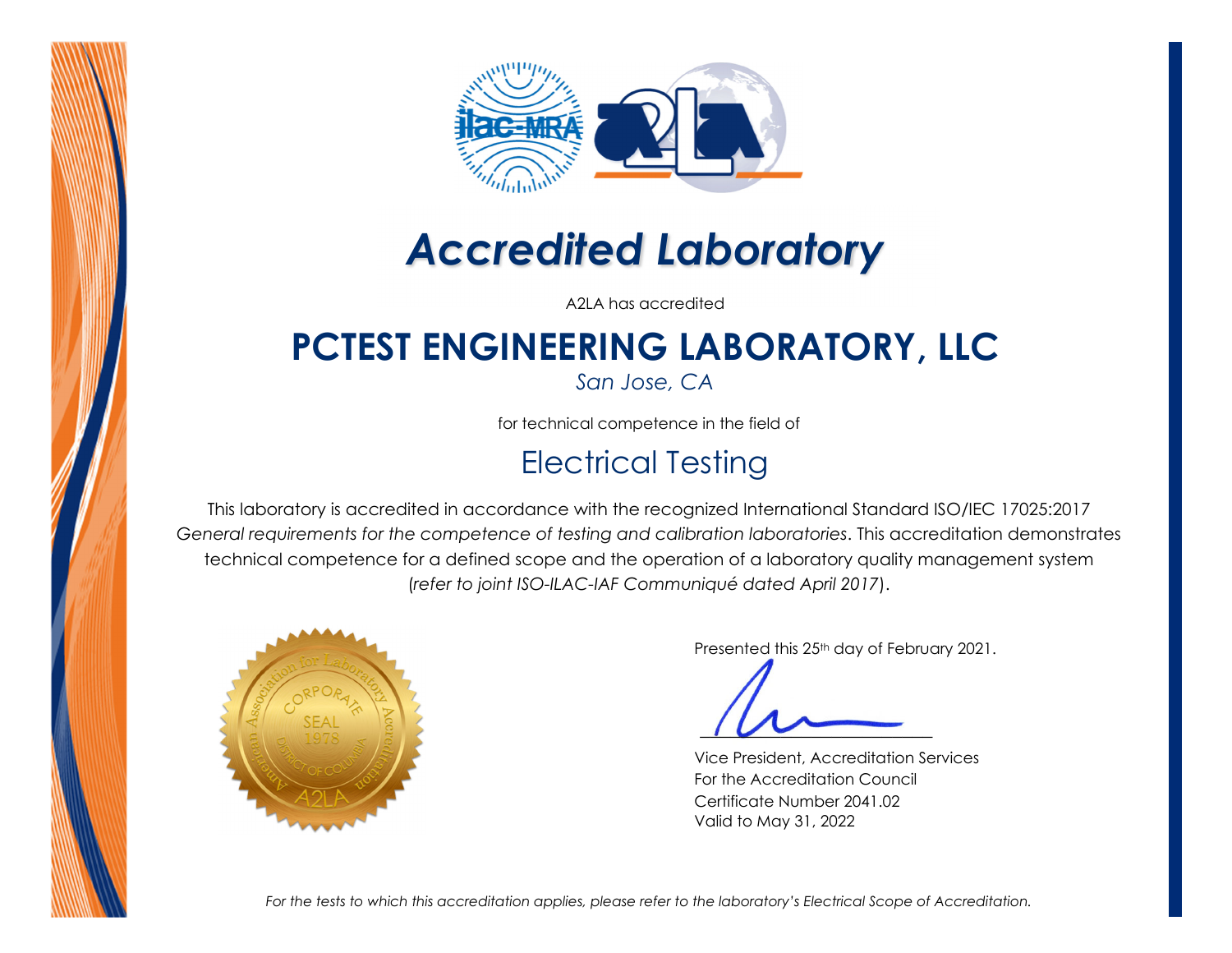# Accredited Laboratory

A2LA has accredited

## PCTEST ENGINEERING LABORATORY, LLC

*San Jose, CA*

for technical competence in the field of

## Electrical Testing

This laboratory is accredited in accordance with the recognized International Standard ISO/IEC 17025:2017 *General requirements for the competence of testing and calibration laboratories*. This accreditation demonstrates technical competence for a defined scope and the operation of a laboratory quality management system (*refer to joint ISO-ILAC-IAF Communiqué dated April 2017*).

Presented this 25th day of February 2021.

Vice President, Accreditation Services
For the Accreditation Council
Certificate Number 2041.02
Valid to May 31, 2022

*For the tests to which this accreditation applies, please refer to the laboratory's Electrical Scope of Accreditation.*